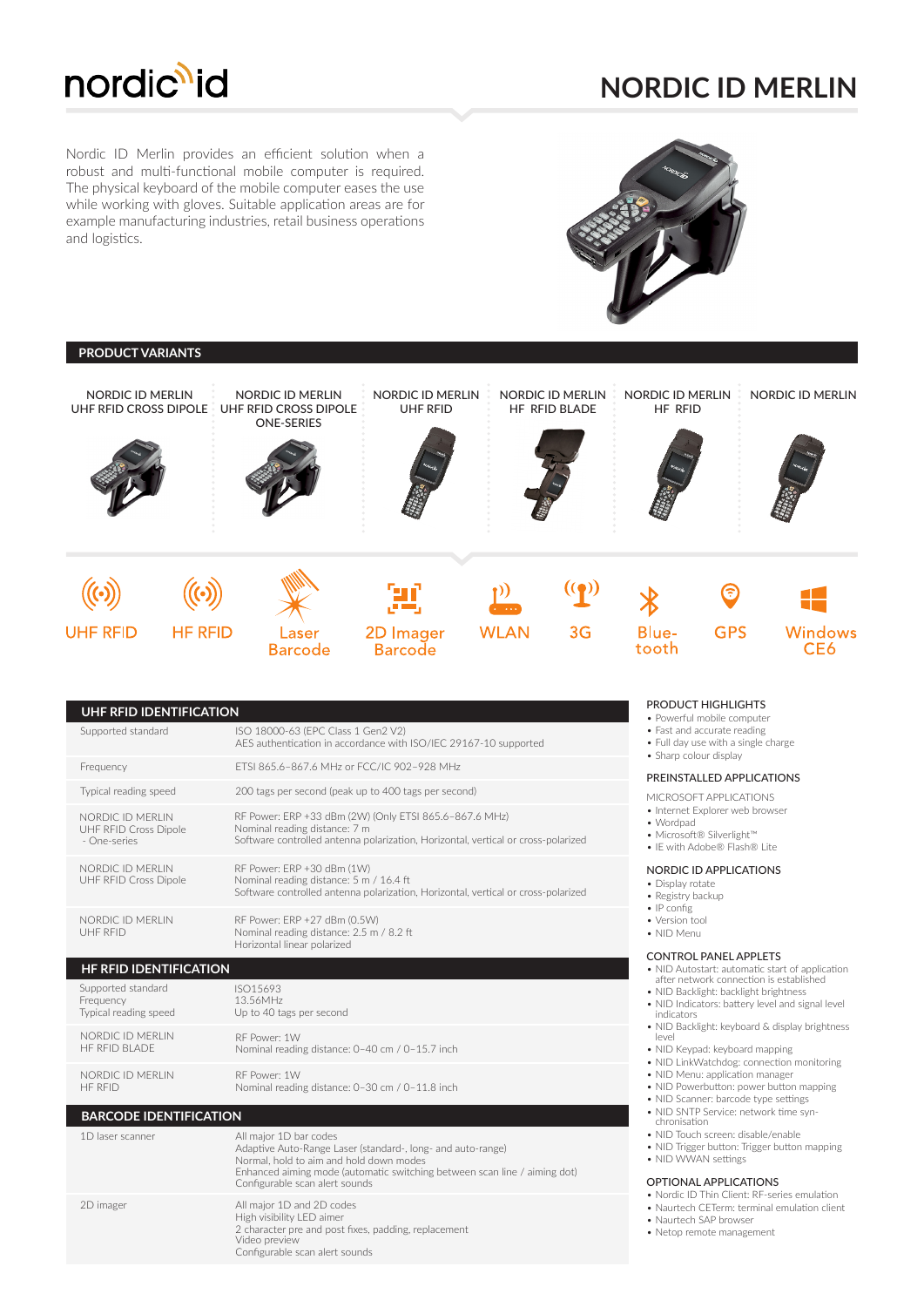# NORDIC ID MERLIN

Nordic ID Merlin provides an efficient solution when a robust and multi-functional mobile computer is required. The physical keyboard of the mobile computer eases the use while working with gloves. Suitable application areas are for example manufacturing industries, retail business operations and logistics.

## PRODUCT VARIANTS

| NORDIC ID MERLIN UHF RFID CROSS DIPOLE | NORDIC ID MERLIN UHF RFID CROSS DIPOLE ONE-SERIES | NORDIC ID MERLIN UHF RFID | NORDIC ID MERLIN HF RFID BLADE | NORDIC ID MERLIN HF RFID | NORDIC ID MERLIN |
|---|---|---|---|---|---|

UHF RFID · HF RFID · Laser Barcode · 2D Imager Barcode · WLAN · 3G · Bluetooth · GPS · Windows CE6

## UHF RFID IDENTIFICATION

| | |
|---|---|
| Supported standard | ISO 18000-63 (EPC Class 1 Gen2 V2)<br>AES authentication in accordance with ISO/IEC 29167-10 supported |
| Frequency | ETSI 865.6–867.6 MHz or FCC/IC 902–928 MHz |
| Typical reading speed | 200 tags per second (peak up to 400 tags per second) |
| NORDIC ID MERLIN UHF RFID Cross Dipole - One-series | RF Power: ERP +33 dBm (2W) (Only ETSI 865.6–867.6 MHz)<br>Nominal reading distance: 7 m<br>Software controlled antenna polarization, Horizontal, vertical or cross-polarized |
| NORDIC ID MERLIN UHF RFID Cross Dipole | RF Power: ERP +30 dBm (1W)<br>Nominal reading distance: 5 m / 16.4 ft<br>Software controlled antenna polarization, Horizontal, vertical or cross-polarized |
| NORDIC ID MERLIN UHF RFID | RF Power: ERP +27 dBm (0.5W)<br>Nominal reading distance: 2.5 m / 8.2 ft<br>Horizontal linear polarized |

## HF RFID IDENTIFICATION

| | |
|---|---|
| Supported standard<br>Frequency<br>Typical reading speed | ISO15693<br>13.56MHz<br>Up to 40 tags per second |
| NORDIC ID MERLIN HF RFID BLADE | RF Power: 1W<br>Nominal reading distance: 0–40 cm / 0–15.7 inch |
| NORDIC ID MERLIN HF RFID | RF Power: 1W<br>Nominal reading distance: 0–30 cm / 0–11.8 inch |

## BARCODE IDENTIFICATION

| | |
|---|---|
| 1D laser scanner | All major 1D bar codes<br>Adaptive Auto-Range Laser (standard-, long- and auto-range)<br>Normal, hold to aim and hold down modes<br>Enhanced aiming mode (automatic switching between scan line / aiming dot)<br>Configurable scan alert sounds |
| 2D imager | All major 1D and 2D codes<br>High visibility LED aimer<br>2 character pre and post fixes, padding, replacement<br>Video preview<br>Configurable scan alert sounds |

### PRODUCT HIGHLIGHTS

- Powerful mobile computer
- Fast and accurate reading
- Full day use with a single charge
- Sharp colour display

### PREINSTALLED APPLICATIONS

MICROSOFT APPLICATIONS

- Internet Explorer web browser
- Wordpad
- Microsoft® Silverlight™
- IE with Adobe® Flash® Lite

### NORDIC ID APPLICATIONS

- Display rotate
- Registry backup
- IP config
- Version tool
- NID Menu

### CONTROL PANEL APPLETS

- NID Autostart: automatic start of application after network connection is established
- NID Backlight: backlight brightness
- NID Indicators: battery level and signal level indicators
- NID Backlight: keyboard & display brightness level
- NID Keypad: keyboard mapping
- NID LinkWatchdog: connection monitoring
- NID Menu: application manager
- NID Powerbutton: power button mapping
- NID Scanner: barcode type settings
- NID SNTP Service: network time synchronisation
- NID Touch screen: disable/enable
- NID Trigger button: Trigger button mapping
- NID WWAN settings

### OPTIONAL APPLICATIONS

- Nordic ID Thin Client: RF-series emulation
- Naurtech CETerm: terminal emulation client
- Naurtech SAP browser
- Netop remote management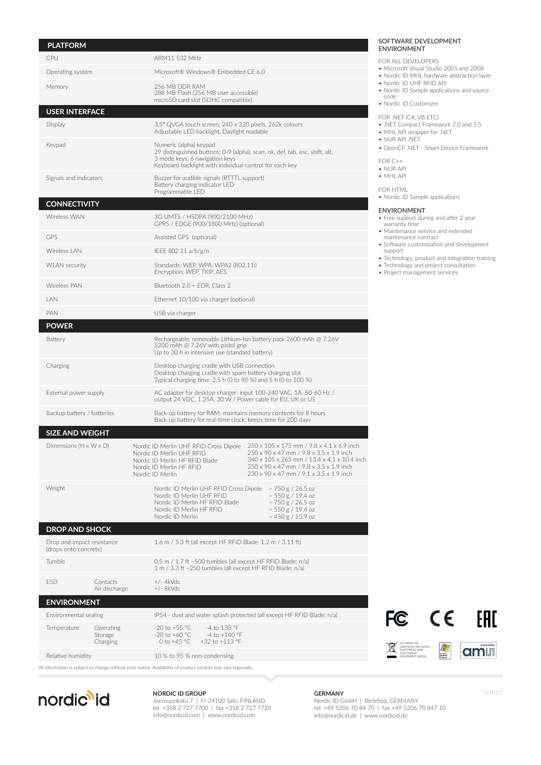## PLATFORM

| | |
|---|---|
| CPU | ARM11 532 MHz |
| Operating system | Microsoft® Windows® Embedded CE 6.0 |
| Memory | 256 MB DDR RAM<br>288 MB Flash (256 MB user accessible)<br>microSD card slot (SDHC compatible) |

## USER INTERFACE

| | |
|---|---|
| Display | 3.5" QVGA touch screen, 240 x 320 pixels, 262k colours<br>Adjustable LED backlight, Daylight readable |
| Keypad | Numeric (alpha) keypad<br>29 distinguished buttons: 0-9 (alpha), scan, ok, del, tab, esc, shift, alt,<br>3 mode keys, 6 navigation keys<br>Keyboard backlight with individual control for each key |
| Signals and indicators | Buzzer for audible signals (RTTTL support)<br>Battery charging indicator LED<br>Programmable LED |

## CONNECTIVITY

| | |
|---|---|
| Wireless WAN | 3G UMTS / HSDPA (900/2100 MHz)<br>GPRS / EDGE (900/1800 MHz) (optional) |
| GPS | Assisted GPS (optional) |
| Wireless LAN | IEEE 802.11 a/b/g/n |
| WLAN security | Standards: WEP, WPA, WPA2 (802.11i)<br>Encryption: WEP, TKIP, AES |
| Wireless PAN | Bluetooth 2.0 + EDR, Class 2 |
| LAN | Ethernet 10/100 via charger (optional) |
| PAN | USB via charger |

## POWER

| | |
|---|---|
| Battery | Rechargeable, removable Lithium-Ion battery pack 2600 mAh @ 7.26V<br>5200 mAh @ 7.26V with pistol grip<br>Up to 30 h in intensive use (standard battery) |
| Charging | Desktop charging cradle with USB connection<br>Desktop charging cradle with spare battery charging slot<br>Typical charging time: 2,5 h (0 to 90 %) and 5 h (0 to 100 %) |
| External power supply | AC adapter for desktop charger: input 100-240 VAC, 1A, 50-60 Hz /<br>output 24 VDC, 1.25A, 30 W / Power cable for EU, UK or US |
| Backup battery / batteries | Back-up battery for RAM: maintains memory contents for 8 hours<br>Back-up battery for real-time clock: keeps time for 200 days |

## SIZE AND WEIGHT

| | | |
|---|---|---|
| Dimensions (H x W x D) | Nordic ID Merlin UHF RFID Cross Dipole | 250 x 105 x 175 mm / 9.8 x 4.1 x 6.9 inch |
| | Nordic ID Merlin UHF RFID | 250 x 90 x 47 mm / 9.8 x 3.5 x 1.9 inch |
| | Nordic ID Merlin HF RFID Blade | 340 x 105 x 265 mm / 13.4 x 4.1 x 10.4 inch |
| | Nordic ID Merlin HF RFID | 250 x 90 x 47 mm / 9.8 x 3.5 x 1.9 inch |
| | Nordic ID Merlin | 230 x 90 x 47 mm / 9.1 x 3.5 x 1.9 inch |
| Weight | Nordic ID Merlin UHF RFID Cross Dipole | ~ 750 g / 26.5 oz |
| | Nordic ID Merlin UHF RFID | ~ 550 g / 19.4 oz |
| | Nordic ID Merlin HF RFID Blade | ~ 750 g / 26.5 oz |
| | Nordic ID Merlin HF RFID | ~ 550 g / 19.4 oz |
| | Nordic ID Merlin | ~ 450 g / 15.9 oz |

## DROP AND SHOCK

| | | |
|---|---|---|
| Drop and impact resistance (drops onto concrete) | | 1.6 m / 5.3 ft (all except HF RFID Blade: 1.2 m / 3.11 ft) |
| Tumble | | 0,5 m / 1.7 ft ~500 tumbles (all except HF RFID Blade: n/a)<br>1 m / 3.3 ft ~250 tumbles (all except HF RFID Blade: n/a) |
| ESD | Contacts | +/- 4kVdc |
| | Air discharge | +/- 8kVdc |

## ENVIRONMENT

| | | | |
|---|---|---|---|
| Environmental sealing | | IP54 - dust and water splash protected (all except HF RFID Blade: n/a) | |
| Temperature | Operating | -20 to +55 °C | -4 to 130 °F |
| | Storage | -20 to +60 °C | -4 to +140 °F |
| | Charging | 0 to +45 °C | +32 to +113 °F |
| Relative humidity | | 10 % to 95 % non-condensing | |

All information is subject to change without prior notice. Availability of product variants may vary regionally.

## SOFTWARE DEVELOPMENT ENVIRONMENT

FOR ALL DEVELOPERS
- Microsoft Visual Studio 2005 and 2008
- Nordic ID MHL hardware abstraction layer
- Nordic ID UHF RFID API
- Nordic ID Sample applications and source code
- Nordic ID Customizer

FOR .NET (C#, VB ETC)
- .NET Compact Framework 2.0 and 3.5
- MHL API wrapper for .NET
- NUR API .NET
- OpenCF .NET - Smart Device Framework

FOR C++
- NUR API
- MHL API

FOR HTML
- Nordic ID Sample applications

## ENVIRONMENT

- Free support during and after 2 year warranty time
- Maintenance service and extended maintenance contract
- Software customization and development support
- Technology, product and integration training
- Technology and project consultation
- Project management services

EU DIRECTIVE 2002/96/EC ON WASTE ELECTRICAL AND ELECTRONIC EQUIPMENT (WEEE)

powered by

**NORDIC ID GROUP**
Joensuunkatu 7 | FI-24100 Salo, FINLAND
tel. +358 2 727 7700 | fax +358 2 727 7720
info@nordicid.com | www.nordicid.com

**GERMANY**
Nordic ID GmbH | Bielefeld, GERMANY
tel. +49 5206 70 84 70 | fax +49 5206 70 847 10
info@nordicid.de | www.nordicid.de

V1017